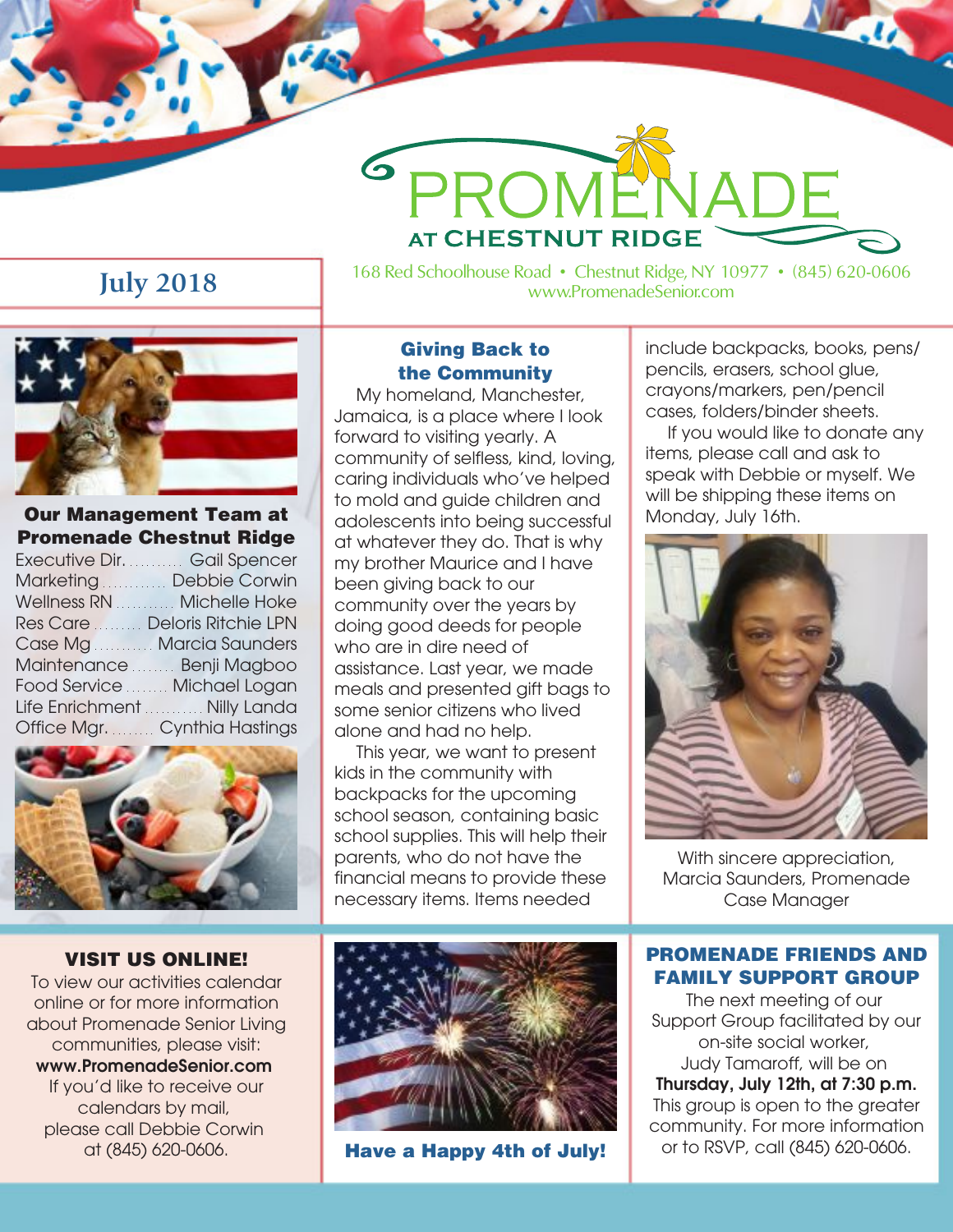# PROMENADE AT CHESTNUT RIDGE

168 Red Schoolhouse Road • Chestnut Ridge, NY 10977 • (845) 620-0606
www.PromenadeSenior.com

## July 2018

### Our Management Team at Promenade Chestnut Ridge

| Role | Name |
| --- | --- |
| Executive Dir. | Gail Spencer |
| Marketing | Debbie Corwin |
| Wellness RN | Michelle Hoke |
| Res Care | Deloris Ritchie LPN |
| Case Mg | Marcia Saunders |
| Maintenance | Benji Magboo |
| Food Service | Michael Logan |
| Life Enrichment | Nilly Landa |
| Office Mgr. | Cynthia Hastings |

### Giving Back to the Community

My homeland, Manchester, Jamaica, is a place where I look forward to visiting yearly. A community of selfless, kind, loving, caring individuals who've helped to mold and guide children and adolescents into being successful at whatever they do. That is why my brother Maurice and I have been giving back to our community over the years by doing good deeds for people who are in dire need of assistance. Last year, we made meals and presented gift bags to some senior citizens who lived alone and had no help.

This year, we want to present kids in the community with backpacks for the upcoming school season, containing basic school supplies. This will help their parents, who do not have the financial means to provide these necessary items. Items needed include backpacks, books, pens/pencils, erasers, school glue, crayons/markers, pen/pencil cases, folders/binder sheets.

If you would like to donate any items, please call and ask to speak with Debbie or myself. We will be shipping these items on Monday, July 16th.

With sincere appreciation,
Marcia Saunders, Promenade Case Manager

### VISIT US ONLINE!

To view our activities calendar online or for more information about Promenade Senior Living communities, please visit:
**www.PromenadeSenior.com**
If you'd like to receive our calendars by mail, please call Debbie Corwin at (845) 620-0606.

**Have a Happy 4th of July!**

### PROMENADE FRIENDS AND FAMILY SUPPORT GROUP

The next meeting of our Support Group facilitated by our on-site social worker, Judy Tamaroff, will be on **Thursday, July 12th, at 7:30 p.m.** This group is open to the greater community. For more information or to RSVP, call (845) 620-0606.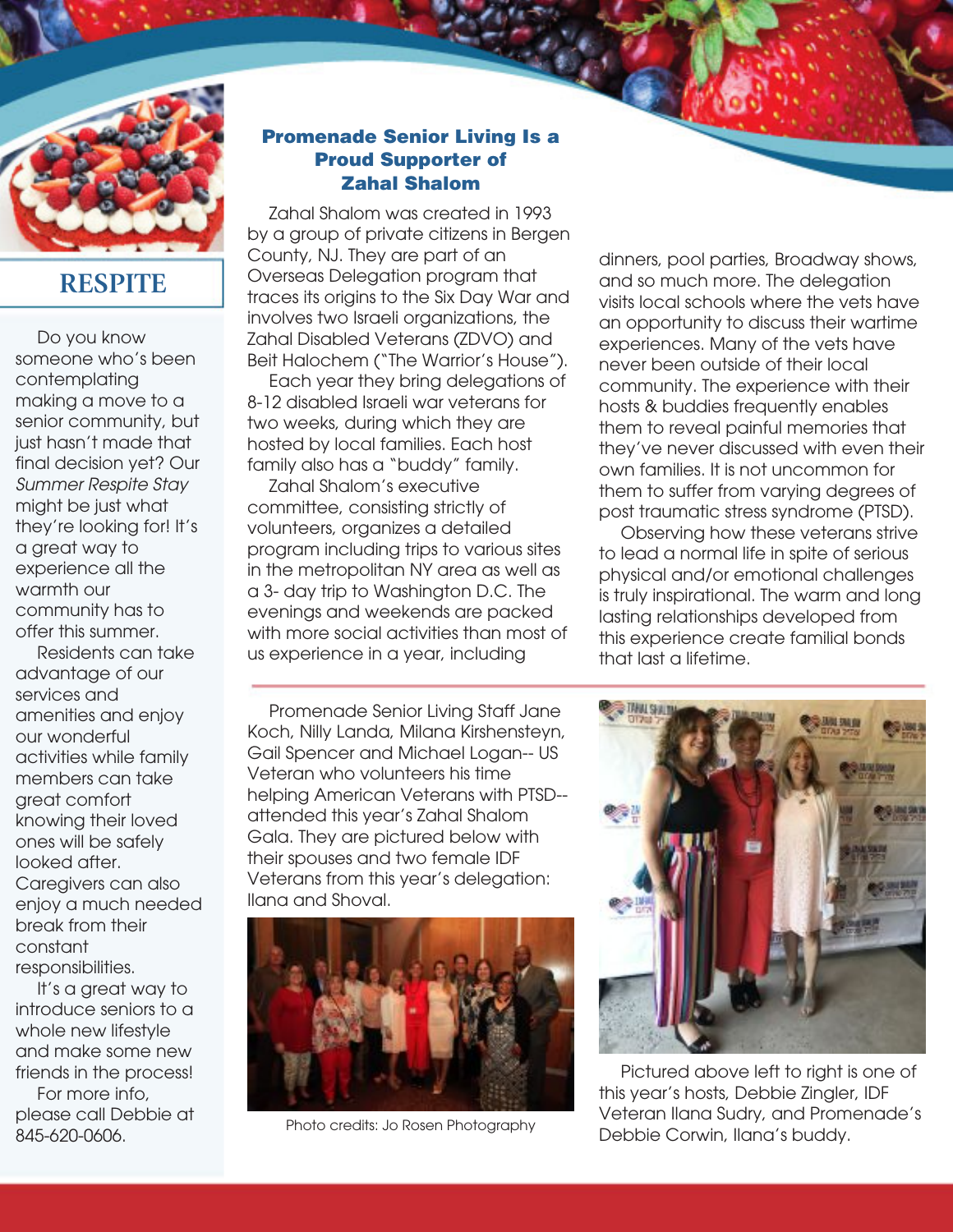## RESPITE

Do you know someone who's been contemplating making a move to a senior community, but just hasn't made that final decision yet? Our *Summer Respite Stay* might be just what they're looking for! It's a great way to experience all the warmth our community has to offer this summer.

Residents can take advantage of our services and amenities and enjoy our wonderful activities while family members can take great comfort knowing their loved ones will be safely looked after. Caregivers can also enjoy a much needed break from their constant responsibilities.

It's a great way to introduce seniors to a whole new lifestyle and make some new friends in the process!

For more info, please call Debbie at 845-620-0606.

## Promenade Senior Living Is a Proud Supporter of Zahal Shalom

Zahal Shalom was created in 1993 by a group of private citizens in Bergen County, NJ. They are part of an Overseas Delegation program that traces its origins to the Six Day War and involves two Israeli organizations, the Zahal Disabled Veterans (ZDVO) and Beit Halochem ("The Warrior's House").

Each year they bring delegations of 8-12 disabled Israeli war veterans for two weeks, during which they are hosted by local families. Each host family also has a "buddy" family.

Zahal Shalom's executive committee, consisting strictly of volunteers, organizes a detailed program including trips to various sites in the metropolitan NY area as well as a 3- day trip to Washington D.C. The evenings and weekends are packed with more social activities than most of us experience in a year, including dinners, pool parties, Broadway shows, and so much more. The delegation visits local schools where the vets have an opportunity to discuss their wartime experiences. Many of the vets have never been outside of their local community. The experience with their hosts & buddies frequently enables them to reveal painful memories that they've never discussed with even their own families. It is not uncommon for them to suffer from varying degrees of post traumatic stress syndrome (PTSD).

Observing how these veterans strive to lead a normal life in spite of serious physical and/or emotional challenges is truly inspirational. The warm and long lasting relationships developed from this experience create familial bonds that last a lifetime.

Promenade Senior Living Staff Jane Koch, Nilly Landa, Milana Kirshensteyn, Gail Spencer and Michael Logan-- US Veteran who volunteers his time helping American Veterans with PTSD-- attended this year's Zahal Shalom Gala. They are pictured below with their spouses and two female IDF Veterans from this year's delegation: Ilana and Shoval.

Photo credits: Jo Rosen Photography

Pictured above left to right is one of this year's hosts, Debbie Zingler, IDF Veteran Ilana Sudry, and Promenade's Debbie Corwin, Ilana's buddy.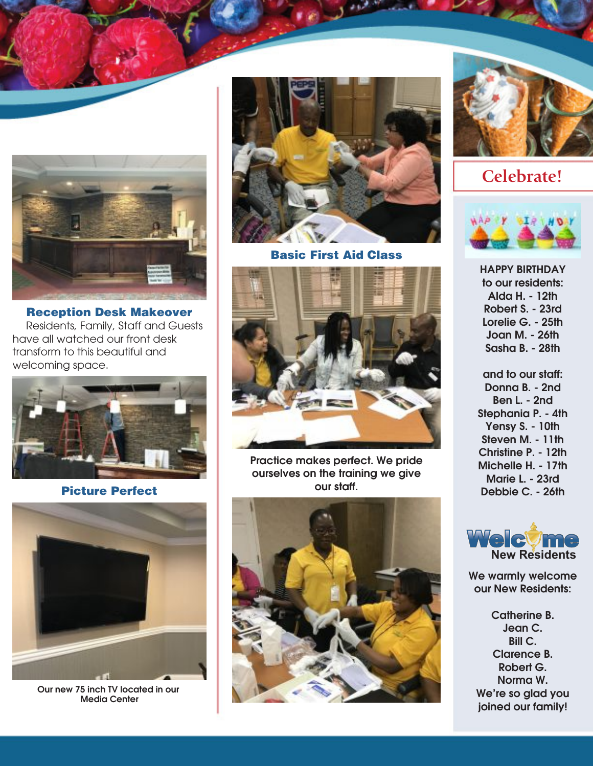### Reception Desk Makeover

Residents, Family, Staff and Guests have all watched our front desk transform to this beautiful and welcoming space.

### Picture Perfect

Our new 75 inch TV located in our Media Center

### Basic First Aid Class

Practice makes perfect. We pride ourselves on the training we give our staff.

## Celebrate!

HAPPY BIRTHDAY to our residents:
Alda H. - 12th
Robert S. - 23rd
Lorelie G. - 25th
Joan M. - 26th
Sasha B. - 28th

and to our staff:
Donna B. - 2nd
Ben L. - 2nd
Stephania P. - 4th
Yensy S. - 10th
Steven M. - 11th
Christine P. - 12th
Michelle H. - 17th
Marie L. - 23rd
Debbie C. - 26th

## Welcome New Residents

We warmly welcome our New Residents:

Catherine B.
Jean C.
Bill C.
Clarence B.
Robert G.
Norma W.

We're so glad you joined our family!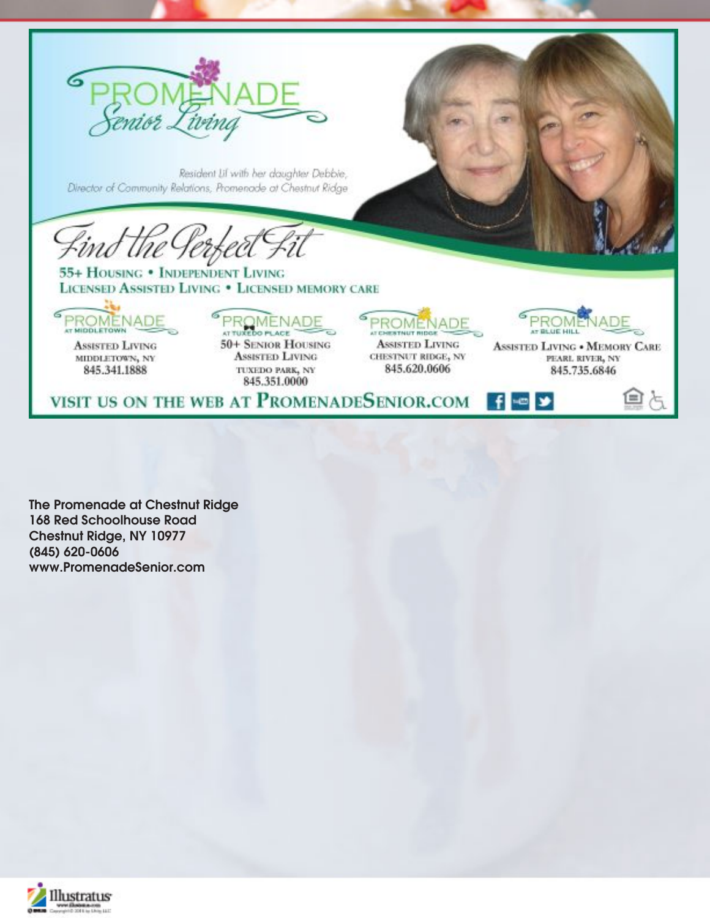PROMENADE
Senior Living

Resident Lil with her daughter Debbie, Director of Community Relations, Promenade at Chestnut Ridge

Find the Perfect Fit

55+ HOUSING • INDEPENDENT LIVING
LICENSED ASSISTED LIVING • LICENSED MEMORY CARE

PROMENADE AT MIDDLETOWN
ASSISTED LIVING
MIDDLETOWN, NY
845.341.1888

PROMENADE AT TUXEDO PLACE
50+ SENIOR HOUSING
ASSISTED LIVING
TUXEDO PARK, NY
845.351.0000

PROMENADE AT CHESTNUT RIDGE
ASSISTED LIVING
CHESTNUT RIDGE, NY
845.620.0606

PROMENADE AT BLUE HILL
ASSISTED LIVING • MEMORY CARE
PEARL RIVER, NY
845.735.6846

VISIT US ON THE WEB AT PROMENADESENIOR.COM

**The Promenade at Chestnut Ridge**
**168 Red Schoolhouse Road**
**Chestnut Ridge, NY 10977**
**(845) 620-0606**
**www.PromenadeSenior.com**